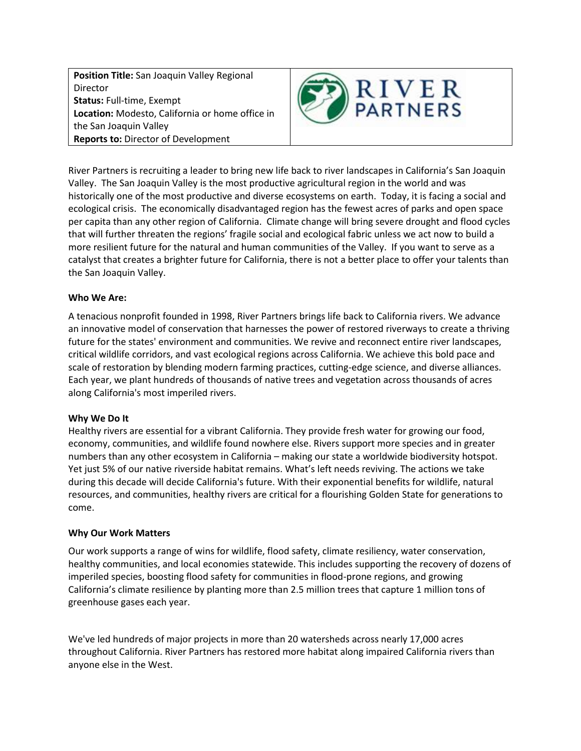| **Position Title:** San Joaquin Valley Regional Director<br>**Status:** Full-time, Exempt<br>**Location:** Modesto, California or home office in the San Joaquin Valley<br>**Reports to:** Director of Development | RIVER PARTNERS |
|---|---|

River Partners is recruiting a leader to bring new life back to river landscapes in California's San Joaquin Valley. The San Joaquin Valley is the most productive agricultural region in the world and was historically one of the most productive and diverse ecosystems on earth. Today, it is facing a social and ecological crisis. The economically disadvantaged region has the fewest acres of parks and open space per capita than any other region of California. Climate change will bring severe drought and flood cycles that will further threaten the regions' fragile social and ecological fabric unless we act now to build a more resilient future for the natural and human communities of the Valley. If you want to serve as a catalyst that creates a brighter future for California, there is not a better place to offer your talents than the San Joaquin Valley.

**Who We Are:**

A tenacious nonprofit founded in 1998, River Partners brings life back to California rivers. We advance an innovative model of conservation that harnesses the power of restored riverways to create a thriving future for the states' environment and communities. We revive and reconnect entire river landscapes, critical wildlife corridors, and vast ecological regions across California. We achieve this bold pace and scale of restoration by blending modern farming practices, cutting-edge science, and diverse alliances. Each year, we plant hundreds of thousands of native trees and vegetation across thousands of acres along California's most imperiled rivers.

**Why We Do It**

Healthy rivers are essential for a vibrant California. They provide fresh water for growing our food, economy, communities, and wildlife found nowhere else. Rivers support more species and in greater numbers than any other ecosystem in California – making our state a worldwide biodiversity hotspot. Yet just 5% of our native riverside habitat remains. What's left needs reviving. The actions we take during this decade will decide California's future. With their exponential benefits for wildlife, natural resources, and communities, healthy rivers are critical for a flourishing Golden State for generations to come.

**Why Our Work Matters**

Our work supports a range of wins for wildlife, flood safety, climate resiliency, water conservation, healthy communities, and local economies statewide. This includes supporting the recovery of dozens of imperiled species, boosting flood safety for communities in flood-prone regions, and growing California's climate resilience by planting more than 2.5 million trees that capture 1 million tons of greenhouse gases each year.

We've led hundreds of major projects in more than 20 watersheds across nearly 17,000 acres throughout California. River Partners has restored more habitat along impaired California rivers than anyone else in the West.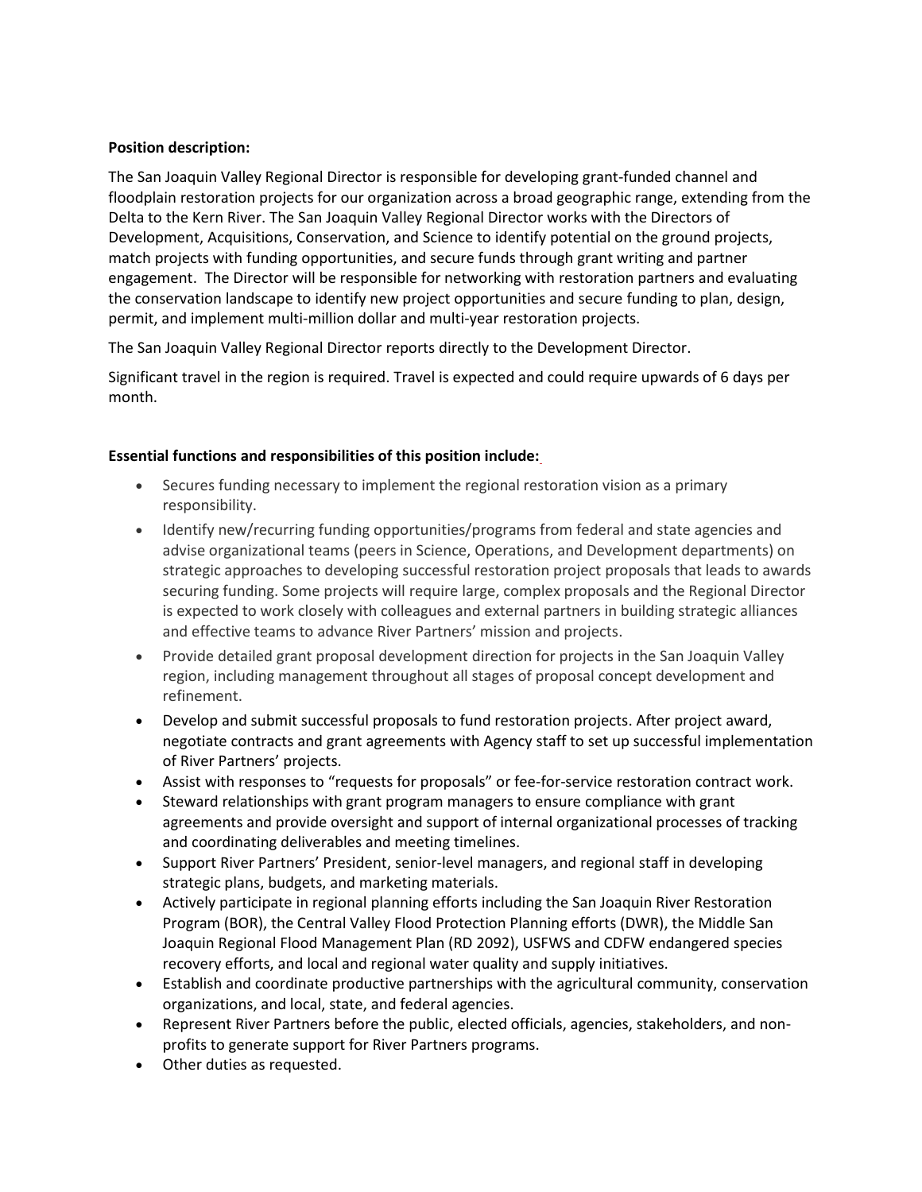**Position description:**

The San Joaquin Valley Regional Director is responsible for developing grant-funded channel and floodplain restoration projects for our organization across a broad geographic range, extending from the Delta to the Kern River. The San Joaquin Valley Regional Director works with the Directors of Development, Acquisitions, Conservation, and Science to identify potential on the ground projects, match projects with funding opportunities, and secure funds through grant writing and partner engagement. The Director will be responsible for networking with restoration partners and evaluating the conservation landscape to identify new project opportunities and secure funding to plan, design, permit, and implement multi-million dollar and multi-year restoration projects.

The San Joaquin Valley Regional Director reports directly to the Development Director.

Significant travel in the region is required. Travel is expected and could require upwards of 6 days per month.

**Essential functions and responsibilities of this position include:**

- Secures funding necessary to implement the regional restoration vision as a primary responsibility.
- Identify new/recurring funding opportunities/programs from federal and state agencies and advise organizational teams (peers in Science, Operations, and Development departments) on strategic approaches to developing successful restoration project proposals that leads to awards securing funding. Some projects will require large, complex proposals and the Regional Director is expected to work closely with colleagues and external partners in building strategic alliances and effective teams to advance River Partners' mission and projects.
- Provide detailed grant proposal development direction for projects in the San Joaquin Valley region, including management throughout all stages of proposal concept development and refinement.
- Develop and submit successful proposals to fund restoration projects. After project award, negotiate contracts and grant agreements with Agency staff to set up successful implementation of River Partners' projects.
- Assist with responses to "requests for proposals" or fee-for-service restoration contract work.
- Steward relationships with grant program managers to ensure compliance with grant agreements and provide oversight and support of internal organizational processes of tracking and coordinating deliverables and meeting timelines.
- Support River Partners' President, senior-level managers, and regional staff in developing strategic plans, budgets, and marketing materials.
- Actively participate in regional planning efforts including the San Joaquin River Restoration Program (BOR), the Central Valley Flood Protection Planning efforts (DWR), the Middle San Joaquin Regional Flood Management Plan (RD 2092), USFWS and CDFW endangered species recovery efforts, and local and regional water quality and supply initiatives.
- Establish and coordinate productive partnerships with the agricultural community, conservation organizations, and local, state, and federal agencies.
- Represent River Partners before the public, elected officials, agencies, stakeholders, and non-profits to generate support for River Partners programs.
- Other duties as requested.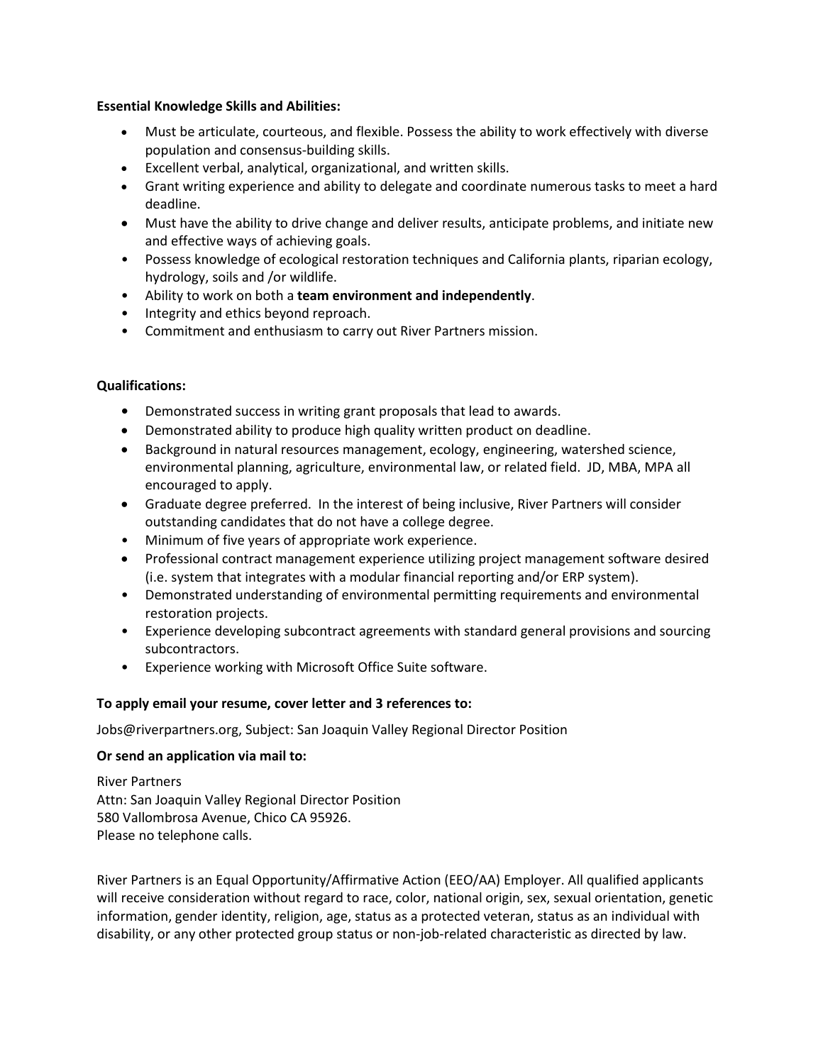**Essential Knowledge Skills and Abilities:**

- Must be articulate, courteous, and flexible. Possess the ability to work effectively with diverse population and consensus-building skills.
- Excellent verbal, analytical, organizational, and written skills.
- Grant writing experience and ability to delegate and coordinate numerous tasks to meet a hard deadline.
- Must have the ability to drive change and deliver results, anticipate problems, and initiate new and effective ways of achieving goals.
- Possess knowledge of ecological restoration techniques and California plants, riparian ecology, hydrology, soils and /or wildlife.
- Ability to work on both a **team environment and independently**.
- Integrity and ethics beyond reproach.
- Commitment and enthusiasm to carry out River Partners mission.

**Qualifications:**

- Demonstrated success in writing grant proposals that lead to awards.
- Demonstrated ability to produce high quality written product on deadline.
- Background in natural resources management, ecology, engineering, watershed science, environmental planning, agriculture, environmental law, or related field. JD, MBA, MPA all encouraged to apply.
- Graduate degree preferred. In the interest of being inclusive, River Partners will consider outstanding candidates that do not have a college degree.
- Minimum of five years of appropriate work experience.
- Professional contract management experience utilizing project management software desired (i.e. system that integrates with a modular financial reporting and/or ERP system).
- Demonstrated understanding of environmental permitting requirements and environmental restoration projects.
- Experience developing subcontract agreements with standard general provisions and sourcing subcontractors.
- Experience working with Microsoft Office Suite software.

**To apply email your resume, cover letter and 3 references to:**

Jobs@riverpartners.org, Subject: San Joaquin Valley Regional Director Position

**Or send an application via mail to:**

River Partners
Attn: San Joaquin Valley Regional Director Position
580 Vallombrosa Avenue, Chico CA 95926.
Please no telephone calls.

River Partners is an Equal Opportunity/Affirmative Action (EEO/AA) Employer. All qualified applicants will receive consideration without regard to race, color, national origin, sex, sexual orientation, genetic information, gender identity, religion, age, status as a protected veteran, status as an individual with disability, or any other protected group status or non-job-related characteristic as directed by law.